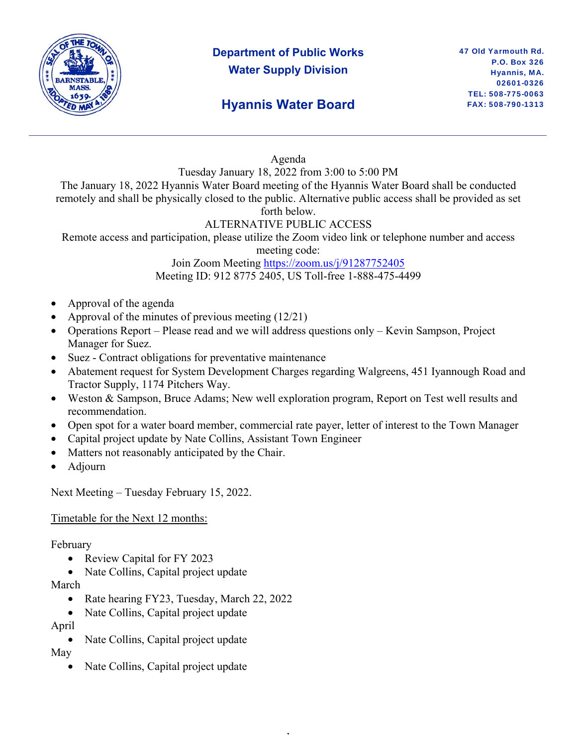**Department of Public Works**
**Water Supply Division**

## Hyannis Water Board

47 Old Yarmouth Rd.
P.O. Box 326
Hyannis, MA.
02601-0326
TEL: 508-775-0063
FAX: 508-790-1313

---

Agenda
Tuesday January 18, 2022 from 3:00 to 5:00 PM
The January 18, 2022 Hyannis Water Board meeting of the Hyannis Water Board shall be conducted remotely and shall be physically closed to the public. Alternative public access shall be provided as set forth below.
ALTERNATIVE PUBLIC ACCESS
Remote access and participation, please utilize the Zoom video link or telephone number and access meeting code:
Join Zoom Meeting [https://zoom.us/j/91287752405](https://zoom.us/j/91287752405)
Meeting ID: 912 8775 2405, US Toll-free 1-888-475-4499

- Approval of the agenda
- Approval of the minutes of previous meeting (12/21)
- Operations Report – Please read and we will address questions only – Kevin Sampson, Project Manager for Suez.
- Suez - Contract obligations for preventative maintenance
- Abatement request for System Development Charges regarding Walgreens, 451 Iyannough Road and Tractor Supply, 1174 Pitchers Way.
- Weston & Sampson, Bruce Adams; New well exploration program, Report on Test well results and recommendation.
- Open spot for a water board member, commercial rate payer, letter of interest to the Town Manager
- Capital project update by Nate Collins, Assistant Town Engineer
- Matters not reasonably anticipated by the Chair.
- Adjourn

Next Meeting – Tuesday February 15, 2022.

<u>Timetable for the Next 12 months:</u>

February
- Review Capital for FY 2023
- Nate Collins, Capital project update

March
- Rate hearing FY23, Tuesday, March 22, 2022
- Nate Collins, Capital project update

April
- Nate Collins, Capital project update

May
- Nate Collins, Capital project update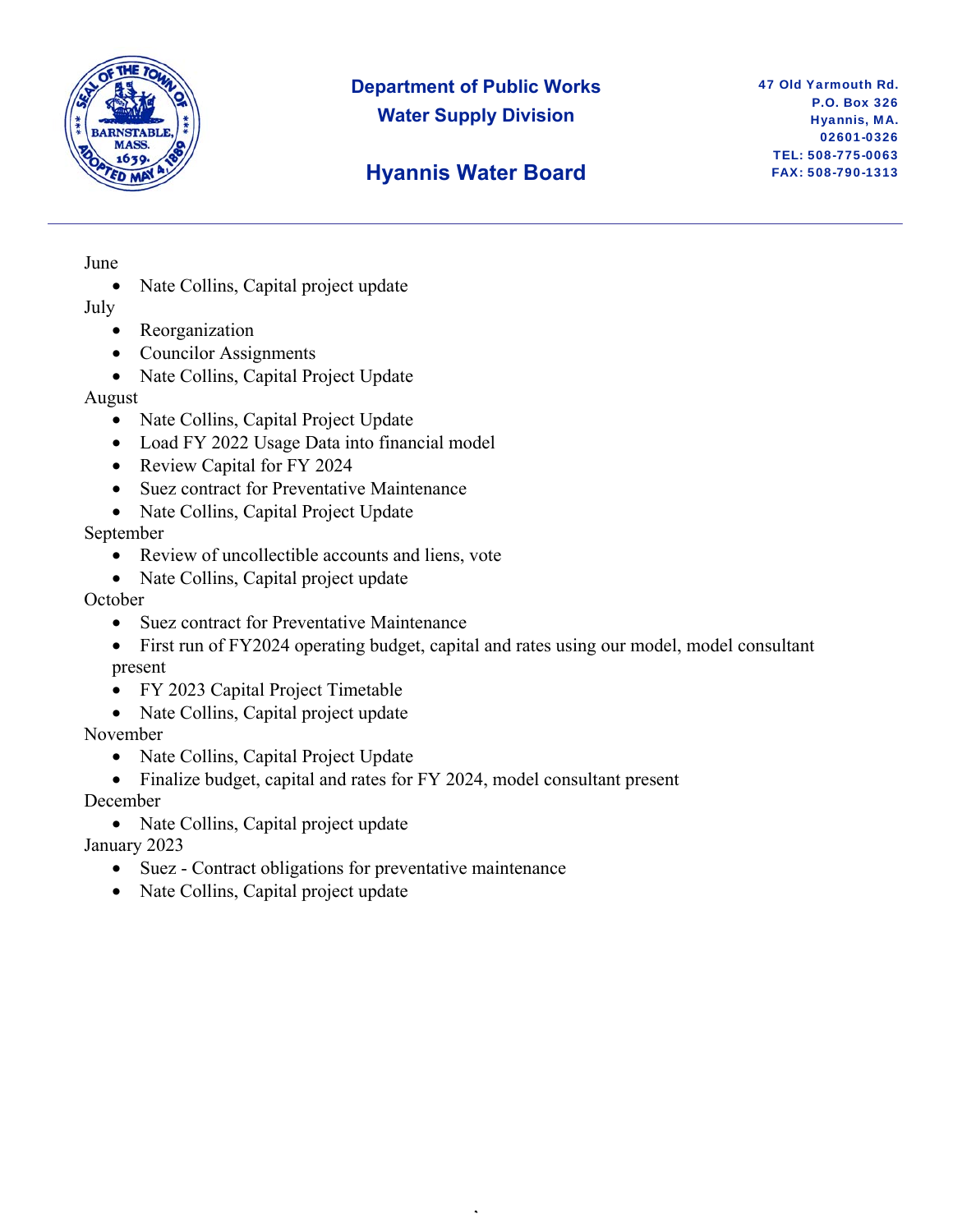June

- Nate Collins, Capital project update

July

- Reorganization
- Councilor Assignments
- Nate Collins, Capital Project Update

August

- Nate Collins, Capital Project Update
- Load FY 2022 Usage Data into financial model
- Review Capital for FY 2024
- Suez contract for Preventative Maintenance
- Nate Collins, Capital Project Update

September

- Review of uncollectible accounts and liens, vote
- Nate Collins, Capital project update

October

- Suez contract for Preventative Maintenance
- First run of FY2024 operating budget, capital and rates using our model, model consultant present
- FY 2023 Capital Project Timetable
- Nate Collins, Capital project update

November

- Nate Collins, Capital Project Update
- Finalize budget, capital and rates for FY 2024, model consultant present

December

- Nate Collins, Capital project update

January 2023

- Suez - Contract obligations for preventative maintenance
- Nate Collins, Capital project update